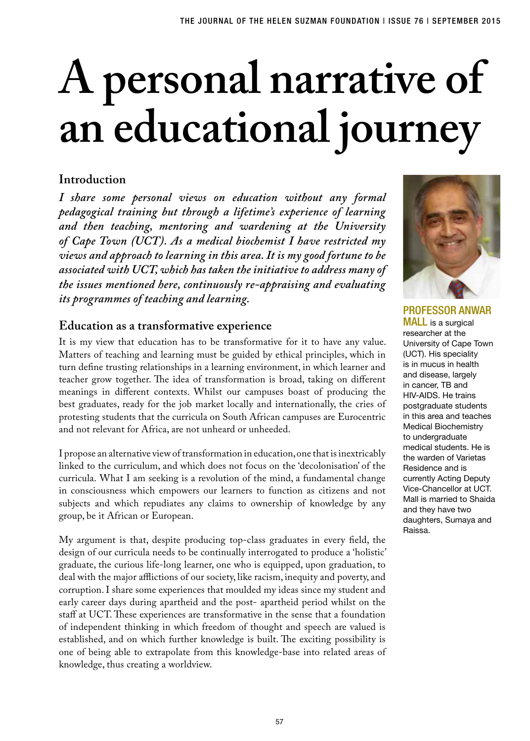# A personal narrative of an educational journey

## Introduction

***I share some personal views on education without any formal pedagogical training but through a lifetime's experience of learning and then teaching, mentoring and wardening at the University of Cape Town (UCT). As a medical biochemist I have restricted my views and approach to learning in this area. It is my good fortune to be associated with UCT, which has taken the initiative to address many of the issues mentioned here, continuously re-appraising and evaluating its programmes of teaching and learning.***

**PROFESSOR ANWAR MALL** is a surgical researcher at the University of Cape Town (UCT). His speciality is in mucus in health and disease, largely in cancer, TB and HIV-AIDS. He trains postgraduate students in this area and teaches Medical Biochemistry to undergraduate medical students. He is the warden of Varietas Residence and is currently Acting Deputy Vice-Chancellor at UCT. Mall is married to Shaida and they have two daughters, Sumaya and Raissa.

## Education as a transformative experience

It is my view that education has to be transformative for it to have any value. Matters of teaching and learning must be guided by ethical principles, which in turn define trusting relationships in a learning environment, in which learner and teacher grow together. The idea of transformation is broad, taking on different meanings in different contexts. Whilst our campuses boast of producing the best graduates, ready for the job market locally and internationally, the cries of protesting students that the curricula on South African campuses are Eurocentric and not relevant for Africa, are not unheard or unheeded.

I propose an alternative view of transformation in education, one that is inextricably linked to the curriculum, and which does not focus on the 'decolonisation' of the curricula. What I am seeking is a revolution of the mind, a fundamental change in consciousness which empowers our learners to function as citizens and not subjects and which repudiates any claims to ownership of knowledge by any group, be it African or European.

My argument is that, despite producing top-class graduates in every field, the design of our curricula needs to be continually interrogated to produce a 'holistic' graduate, the curious life-long learner, one who is equipped, upon graduation, to deal with the major afflictions of our society, like racism, inequity and poverty, and corruption. I share some experiences that moulded my ideas since my student and early career days during apartheid and the post- apartheid period whilst on the staff at UCT. These experiences are transformative in the sense that a foundation of independent thinking in which freedom of thought and speech are valued is established, and on which further knowledge is built. The exciting possibility is one of being able to extrapolate from this knowledge-base into related areas of knowledge, thus creating a worldview.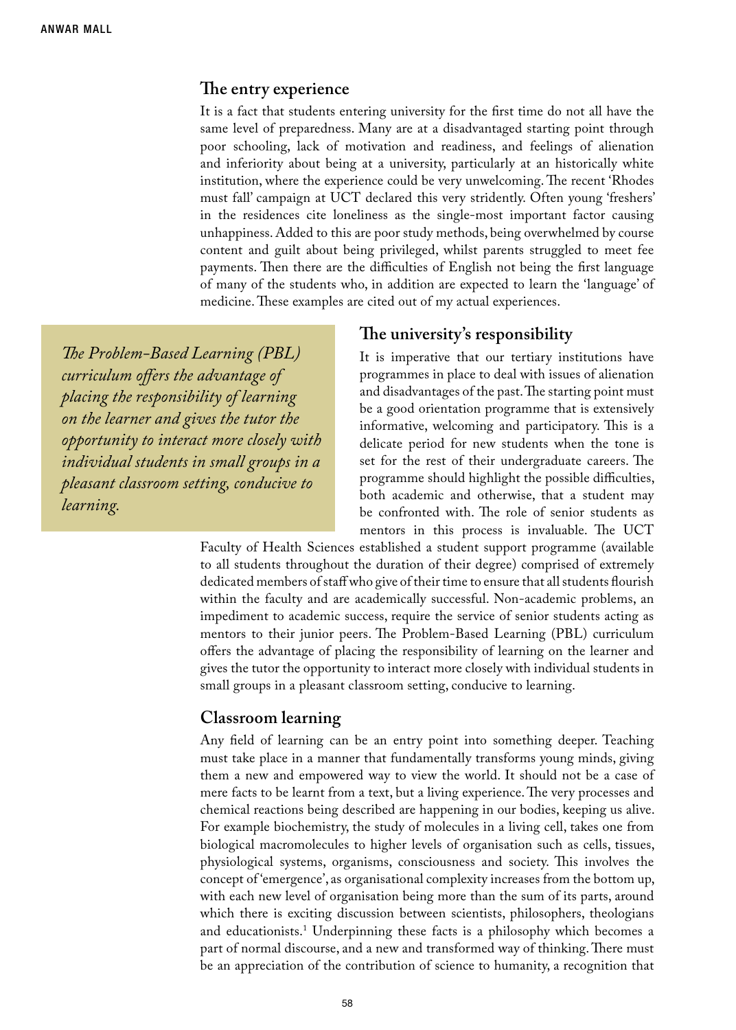## The entry experience

It is a fact that students entering university for the first time do not all have the same level of preparedness. Many are at a disadvantaged starting point through poor schooling, lack of motivation and readiness, and feelings of alienation and inferiority about being at a university, particularly at an historically white institution, where the experience could be very unwelcoming. The recent 'Rhodes must fall' campaign at UCT declared this very stridently. Often young 'freshers' in the residences cite loneliness as the single-most important factor causing unhappiness. Added to this are poor study methods, being overwhelmed by course content and guilt about being privileged, whilst parents struggled to meet fee payments. Then there are the difficulties of English not being the first language of many of the students who, in addition are expected to learn the 'language' of medicine. These examples are cited out of my actual experiences.

*The Problem-Based Learning (PBL) curriculum offers the advantage of placing the responsibility of learning on the learner and gives the tutor the opportunity to interact more closely with individual students in small groups in a pleasant classroom setting, conducive to learning.*

## The university's responsibility

It is imperative that our tertiary institutions have programmes in place to deal with issues of alienation and disadvantages of the past. The starting point must be a good orientation programme that is extensively informative, welcoming and participatory. This is a delicate period for new students when the tone is set for the rest of their undergraduate careers. The programme should highlight the possible difficulties, both academic and otherwise, that a student may be confronted with. The role of senior students as mentors in this process is invaluable. The UCT Faculty of Health Sciences established a student support programme (available to all students throughout the duration of their degree) comprised of extremely dedicated members of staff who give of their time to ensure that all students flourish within the faculty and are academically successful. Non-academic problems, an impediment to academic success, require the service of senior students acting as mentors to their junior peers. The Problem-Based Learning (PBL) curriculum offers the advantage of placing the responsibility of learning on the learner and gives the tutor the opportunity to interact more closely with individual students in small groups in a pleasant classroom setting, conducive to learning.

## Classroom learning

Any field of learning can be an entry point into something deeper. Teaching must take place in a manner that fundamentally transforms young minds, giving them a new and empowered way to view the world. It should not be a case of mere facts to be learnt from a text, but a living experience. The very processes and chemical reactions being described are happening in our bodies, keeping us alive. For example biochemistry, the study of molecules in a living cell, takes one from biological macromolecules to higher levels of organisation such as cells, tissues, physiological systems, organisms, consciousness and society. This involves the concept of 'emergence', as organisational complexity increases from the bottom up, with each new level of organisation being more than the sum of its parts, around which there is exciting discussion between scientists, philosophers, theologians and educationists.[1] Underpinning these facts is a philosophy which becomes a part of normal discourse, and a new and transformed way of thinking. There must be an appreciation of the contribution of science to humanity, a recognition that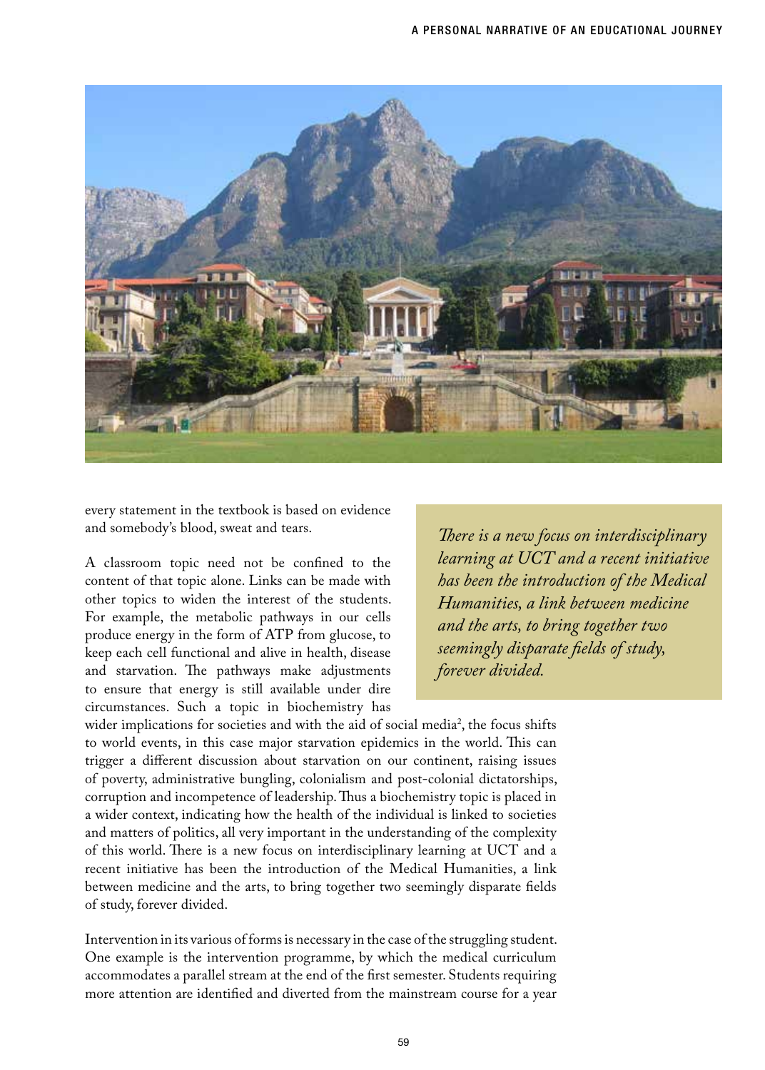every statement in the textbook is based on evidence and somebody's blood, sweat and tears.

A classroom topic need not be confined to the content of that topic alone. Links can be made with other topics to widen the interest of the students. For example, the metabolic pathways in our cells produce energy in the form of ATP from glucose, to keep each cell functional and alive in health, disease and starvation. The pathways make adjustments to ensure that energy is still available under dire circumstances. Such a topic in biochemistry has wider implications for societies and with the aid of social media[2], the focus shifts to world events, in this case major starvation epidemics in the world. This can trigger a different discussion about starvation on our continent, raising issues of poverty, administrative bungling, colonialism and post-colonial dictatorships, corruption and incompetence of leadership. Thus a biochemistry topic is placed in a wider context, indicating how the health of the individual is linked to societies and matters of politics, all very important in the understanding of the complexity of this world. There is a new focus on interdisciplinary learning at UCT and a recent initiative has been the introduction of the Medical Humanities, a link between medicine and the arts, to bring together two seemingly disparate fields of study, forever divided.

*There is a new focus on interdisciplinary learning at UCT and a recent initiative has been the introduction of the Medical Humanities, a link between medicine and the arts, to bring together two seemingly disparate fields of study, forever divided.*

Intervention in its various of forms is necessary in the case of the struggling student. One example is the intervention programme, by which the medical curriculum accommodates a parallel stream at the end of the first semester. Students requiring more attention are identified and diverted from the mainstream course for a year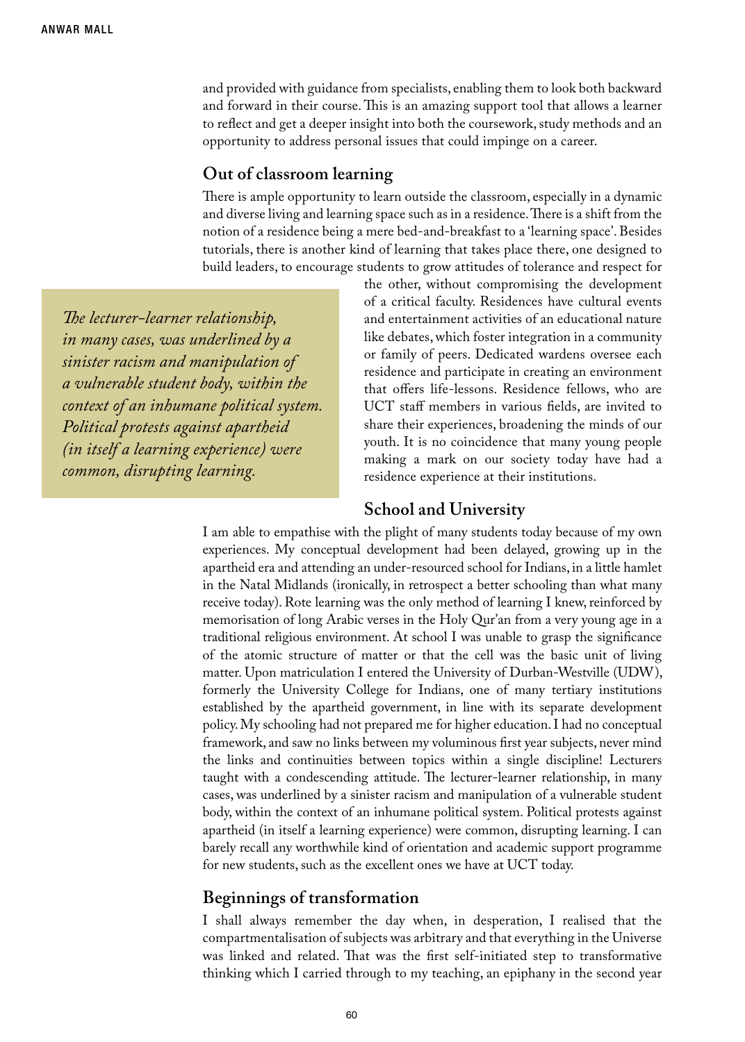and provided with guidance from specialists, enabling them to look both backward and forward in their course. This is an amazing support tool that allows a learner to reflect and get a deeper insight into both the coursework, study methods and an opportunity to address personal issues that could impinge on a career.

## Out of classroom learning

There is ample opportunity to learn outside the classroom, especially in a dynamic and diverse living and learning space such as in a residence. There is a shift from the notion of a residence being a mere bed-and-breakfast to a 'learning space'. Besides tutorials, there is another kind of learning that takes place there, one designed to build leaders, to encourage students to grow attitudes of tolerance and respect for the other, without compromising the development of a critical faculty. Residences have cultural events and entertainment activities of an educational nature like debates, which foster integration in a community or family of peers. Dedicated wardens oversee each residence and participate in creating an environment that offers life-lessons. Residence fellows, who are UCT staff members in various fields, are invited to share their experiences, broadening the minds of our youth. It is no coincidence that many young people making a mark on our society today have had a residence experience at their institutions.

> *The lecturer-learner relationship, in many cases, was underlined by a sinister racism and manipulation of a vulnerable student body, within the context of an inhumane political system. Political protests against apartheid (in itself a learning experience) were common, disrupting learning.*

## School and University

I am able to empathise with the plight of many students today because of my own experiences. My conceptual development had been delayed, growing up in the apartheid era and attending an under-resourced school for Indians, in a little hamlet in the Natal Midlands (ironically, in retrospect a better schooling than what many receive today). Rote learning was the only method of learning I knew, reinforced by memorisation of long Arabic verses in the Holy Qur'an from a very young age in a traditional religious environment. At school I was unable to grasp the significance of the atomic structure of matter or that the cell was the basic unit of living matter. Upon matriculation I entered the University of Durban-Westville (UDW), formerly the University College for Indians, one of many tertiary institutions established by the apartheid government, in line with its separate development policy. My schooling had not prepared me for higher education. I had no conceptual framework, and saw no links between my voluminous first year subjects, never mind the links and continuities between topics within a single discipline! Lecturers taught with a condescending attitude. The lecturer-learner relationship, in many cases, was underlined by a sinister racism and manipulation of a vulnerable student body, within the context of an inhumane political system. Political protests against apartheid (in itself a learning experience) were common, disrupting learning. I can barely recall any worthwhile kind of orientation and academic support programme for new students, such as the excellent ones we have at UCT today.

## Beginnings of transformation

I shall always remember the day when, in desperation, I realised that the compartmentalisation of subjects was arbitrary and that everything in the Universe was linked and related. That was the first self-initiated step to transformative thinking which I carried through to my teaching, an epiphany in the second year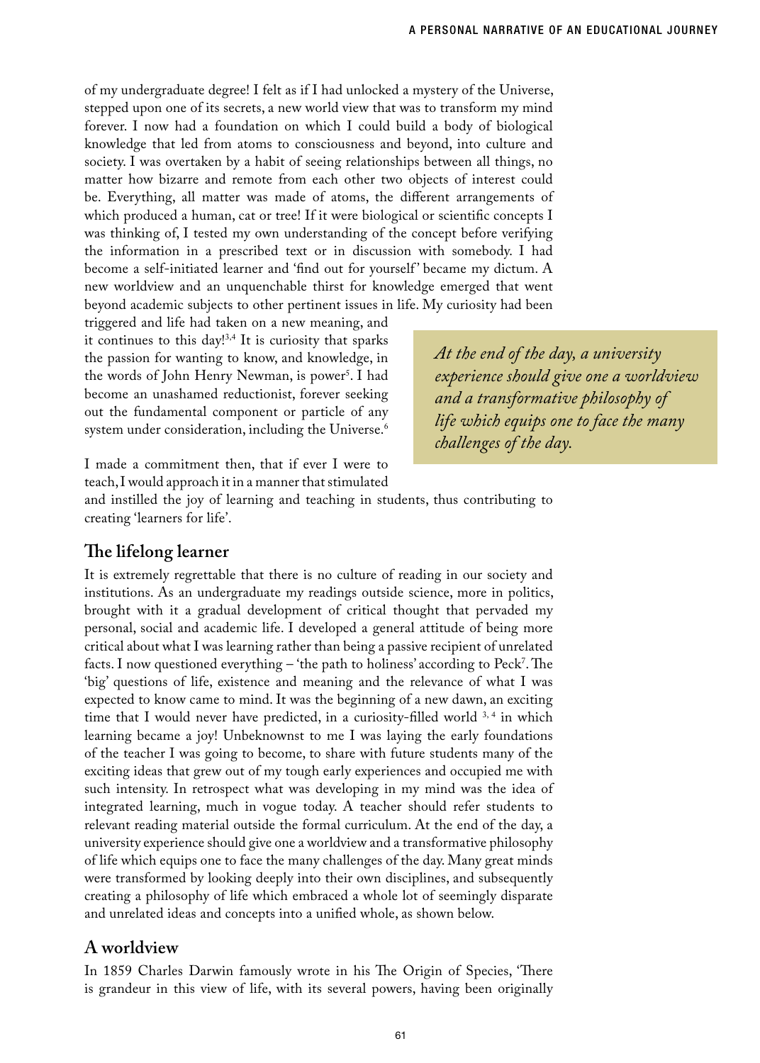of my undergraduate degree! I felt as if I had unlocked a mystery of the Universe, stepped upon one of its secrets, a new world view that was to transform my mind forever. I now had a foundation on which I could build a body of biological knowledge that led from atoms to consciousness and beyond, into culture and society. I was overtaken by a habit of seeing relationships between all things, no matter how bizarre and remote from each other two objects of interest could be. Everything, all matter was made of atoms, the different arrangements of which produced a human, cat or tree! If it were biological or scientific concepts I was thinking of, I tested my own understanding of the concept before verifying the information in a prescribed text or in discussion with somebody. I had become a self-initiated learner and 'find out for yourself' became my dictum. A new worldview and an unquenchable thirst for knowledge emerged that went beyond academic subjects to other pertinent issues in life. My curiosity had been triggered and life had taken on a new meaning, and it continues to this day![3,4] It is curiosity that sparks the passion for wanting to know, and knowledge, in the words of John Henry Newman, is power[5]. I had become an unashamed reductionist, forever seeking out the fundamental component or particle of any system under consideration, including the Universe.[6]

> *At the end of the day, a university experience should give one a worldview and a transformative philosophy of life which equips one to face the many challenges of the day.*

I made a commitment then, that if ever I were to teach, I would approach it in a manner that stimulated and instilled the joy of learning and teaching in students, thus contributing to creating 'learners for life'.

## The lifelong learner

It is extremely regrettable that there is no culture of reading in our society and institutions. As an undergraduate my readings outside science, more in politics, brought with it a gradual development of critical thought that pervaded my personal, social and academic life. I developed a general attitude of being more critical about what I was learning rather than being a passive recipient of unrelated facts. I now questioned everything – 'the path to holiness' according to Peck[7]. The 'big' questions of life, existence and meaning and the relevance of what I was expected to know came to mind. It was the beginning of a new dawn, an exciting time that I would never have predicted, in a curiosity-filled world [3,4] in which learning became a joy! Unbeknownst to me I was laying the early foundations of the teacher I was going to become, to share with future students many of the exciting ideas that grew out of my tough early experiences and occupied me with such intensity. In retrospect what was developing in my mind was the idea of integrated learning, much in vogue today. A teacher should refer students to relevant reading material outside the formal curriculum. At the end of the day, a university experience should give one a worldview and a transformative philosophy of life which equips one to face the many challenges of the day. Many great minds were transformed by looking deeply into their own disciplines, and subsequently creating a philosophy of life which embraced a whole lot of seemingly disparate and unrelated ideas and concepts into a unified whole, as shown below.

## A worldview

In 1859 Charles Darwin famously wrote in his The Origin of Species, 'There is grandeur in this view of life, with its several powers, having been originally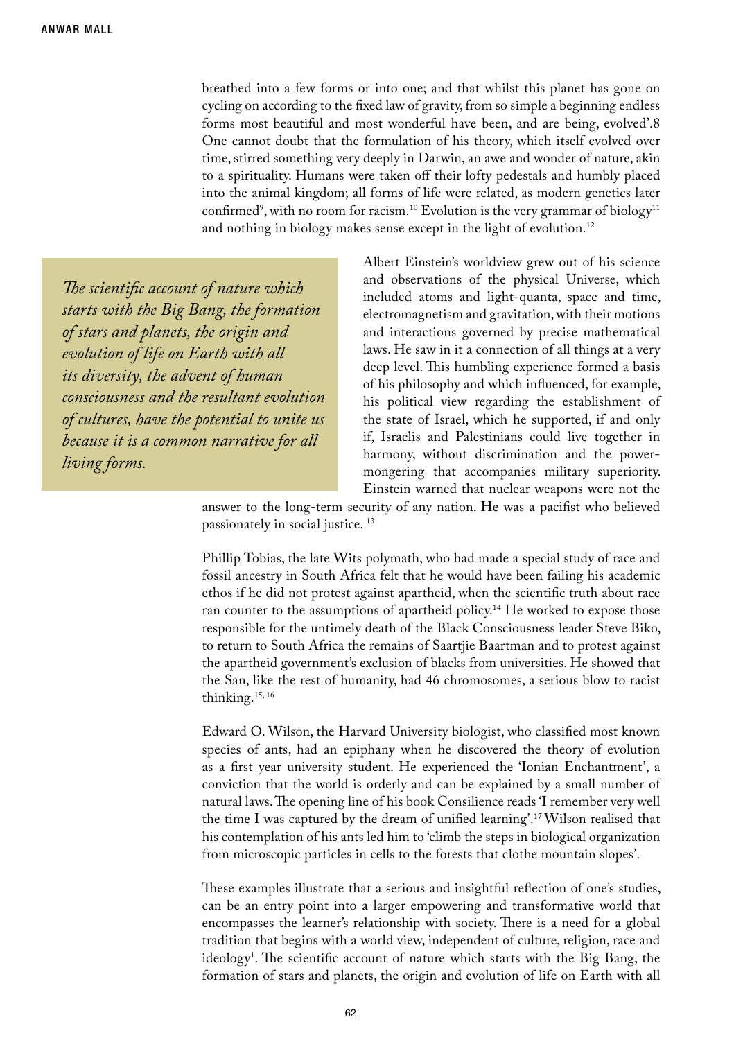breathed into a few forms or into one; and that whilst this planet has gone on cycling on according to the fixed law of gravity, from so simple a beginning endless forms most beautiful and most wonderful have been, and are being, evolved'.8 One cannot doubt that the formulation of his theory, which itself evolved over time, stirred something very deeply in Darwin, an awe and wonder of nature, akin to a spirituality. Humans were taken off their lofty pedestals and humbly placed into the animal kingdom; all forms of life were related, as modern genetics later confirmed[9], with no room for racism.[10] Evolution is the very grammar of biology[11] and nothing in biology makes sense except in the light of evolution.[12]

*The scientific account of nature which starts with the Big Bang, the formation of stars and planets, the origin and evolution of life on Earth with all its diversity, the advent of human consciousness and the resultant evolution of cultures, have the potential to unite us because it is a common narrative for all living forms.*

Albert Einstein's worldview grew out of his science and observations of the physical Universe, which included atoms and light-quanta, space and time, electromagnetism and gravitation, with their motions and interactions governed by precise mathematical laws. He saw in it a connection of all things at a very deep level. This humbling experience formed a basis of his philosophy and which influenced, for example, his political view regarding the establishment of the state of Israel, which he supported, if and only if, Israelis and Palestinians could live together in harmony, without discrimination and the power-mongering that accompanies military superiority. Einstein warned that nuclear weapons were not the answer to the long-term security of any nation. He was a pacifist who believed passionately in social justice. [13]

Phillip Tobias, the late Wits polymath, who had made a special study of race and fossil ancestry in South Africa felt that he would have been failing his academic ethos if he did not protest against apartheid, when the scientific truth about race ran counter to the assumptions of apartheid policy.[14] He worked to expose those responsible for the untimely death of the Black Consciousness leader Steve Biko, to return to South Africa the remains of Saartjie Baartman and to protest against the apartheid government's exclusion of blacks from universities. He showed that the San, like the rest of humanity, had 46 chromosomes, a serious blow to racist thinking.[15, 16]

Edward O. Wilson, the Harvard University biologist, who classified most known species of ants, had an epiphany when he discovered the theory of evolution as a first year university student. He experienced the 'Ionian Enchantment', a conviction that the world is orderly and can be explained by a small number of natural laws. The opening line of his book Consilience reads 'I remember very well the time I was captured by the dream of unified learning'.[17] Wilson realised that his contemplation of his ants led him to 'climb the steps in biological organization from microscopic particles in cells to the forests that clothe mountain slopes'.

These examples illustrate that a serious and insightful reflection of one's studies, can be an entry point into a larger empowering and transformative world that encompasses the learner's relationship with society. There is a need for a global tradition that begins with a world view, independent of culture, religion, race and ideology[1]. The scientific account of nature which starts with the Big Bang, the formation of stars and planets, the origin and evolution of life on Earth with all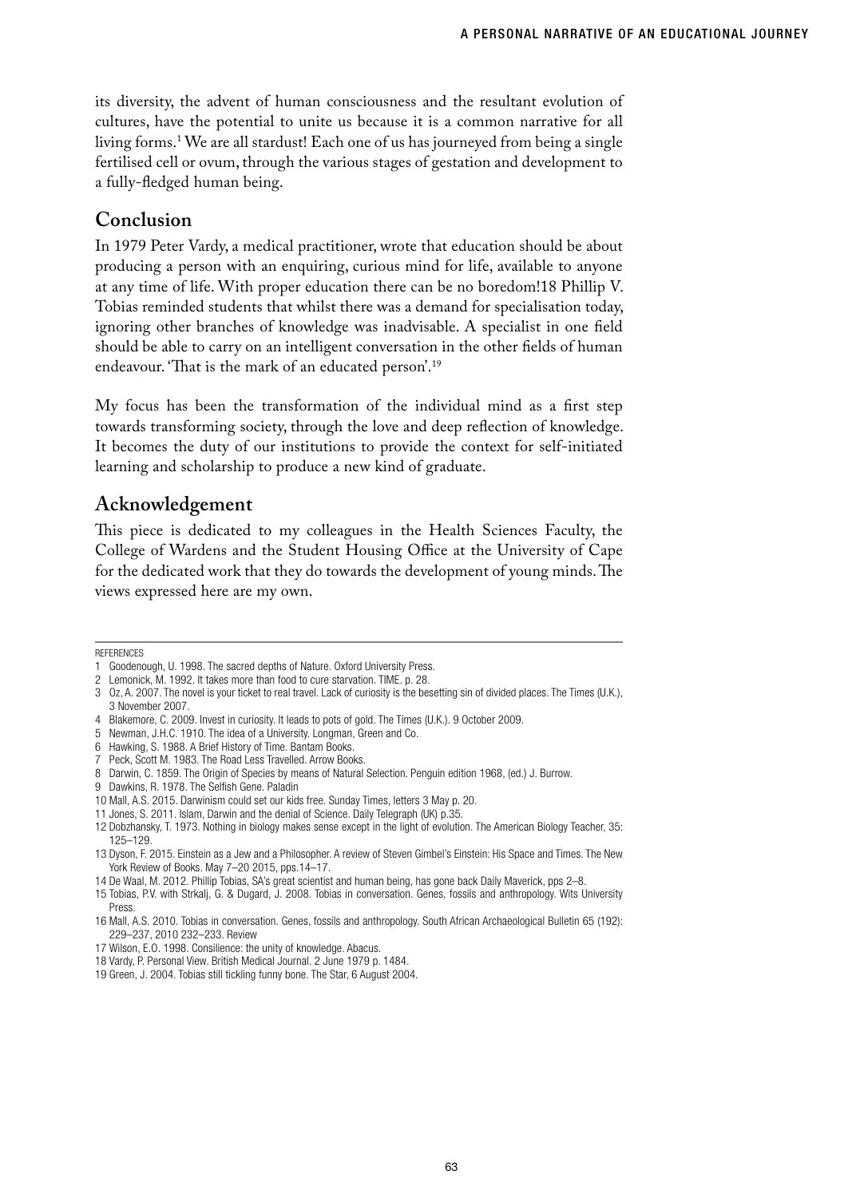its diversity, the advent of human consciousness and the resultant evolution of cultures, have the potential to unite us because it is a common narrative for all living forms.[1] We are all stardust! Each one of us has journeyed from being a single fertilised cell or ovum, through the various stages of gestation and development to a fully-fledged human being.

## Conclusion

In 1979 Peter Vardy, a medical practitioner, wrote that education should be about producing a person with an enquiring, curious mind for life, available to anyone at any time of life. With proper education there can be no boredom!18 Phillip V. Tobias reminded students that whilst there was a demand for specialisation today, ignoring other branches of knowledge was inadvisable. A specialist in one field should be able to carry on an intelligent conversation in the other fields of human endeavour. 'That is the mark of an educated person'.[19]

My focus has been the transformation of the individual mind as a first step towards transforming society, through the love and deep reflection of knowledge. It becomes the duty of our institutions to provide the context for self-initiated learning and scholarship to produce a new kind of graduate.

## Acknowledgement

This piece is dedicated to my colleagues in the Health Sciences Faculty, the College of Wardens and the Student Housing Office at the University of Cape for the dedicated work that they do towards the development of young minds. The views expressed here are my own.

REFERENCES

1 Goodenough, U. 1998. The sacred depths of Nature. Oxford University Press.
2 Lemonick, M. 1992. It takes more than food to cure starvation. TIME. p. 28.
3 Oz, A. 2007. The novel is your ticket to real travel. Lack of curiosity is the besetting sin of divided places. The Times (U.K.), 3 November 2007.
4 Blakemore, C. 2009. Invest in curiosity. It leads to pots of gold. The Times (U.K.). 9 October 2009.
5 Newman, J.H.C. 1910. The idea of a University. Longman, Green and Co.
6 Hawking, S. 1988. A Brief History of Time. Bantam Books.
7 Peck, Scott M. 1983. The Road Less Travelled. Arrow Books.
8 Darwin, C. 1859. The Origin of Species by means of Natural Selection. Penguin edition 1968, (ed.) J. Burrow.
9 Dawkins, R. 1978. The Selfish Gene. Paladin
10 Mall, A.S. 2015. Darwinism could set our kids free. Sunday Times, letters 3 May p. 20.
11 Jones, S. 2011. Islam, Darwin and the denial of Science. Daily Telegraph (UK) p.35.
12 Dobzhansky, T. 1973. Nothing in biology makes sense except in the light of evolution. The American Biology Teacher, 35: 125–129.
13 Dyson, F. 2015. Einstein as a Jew and a Philosopher. A review of Steven Gimbel's Einstein: His Space and Times. The New York Review of Books. May 7–20 2015, pps.14–17.
14 De Waal, M. 2012. Phillip Tobias, SA's great scientist and human being, has gone back Daily Maverick, pps 2–8.
15 Tobias, P.V. with Strkalj, G. & Dugard, J. 2008. Tobias in conversation. Genes, fossils and anthropology. Wits University Press.
16 Mall, A.S. 2010. Tobias in conversation. Genes, fossils and anthropology. South African Archaeological Bulletin 65 (192): 229–237, 2010 232–233. Review
17 Wilson, E.O. 1998. Consilience: the unity of knowledge. Abacus.
18 Vardy, P. Personal View. British Medical Journal. 2 June 1979 p. 1484.
19 Green, J. 2004. Tobias still tickling funny bone. The Star, 6 August 2004.